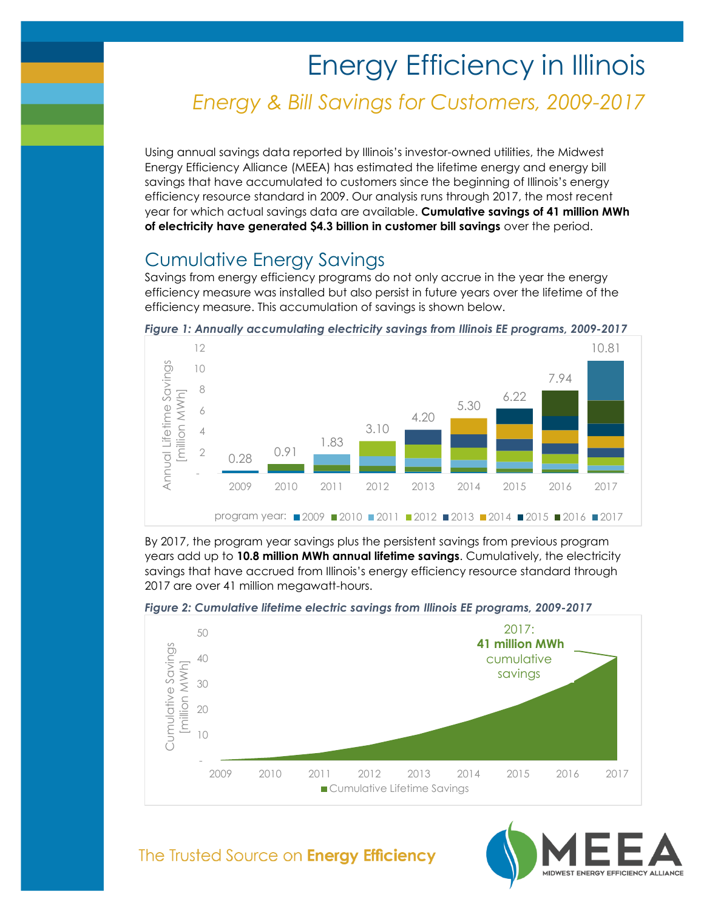# Energy Efficiency in Illinois

## *Energy & Bill Savings for Customers, 2009-2017*

Using annual savings data reported by Illinois's investor-owned utilities, the Midwest Energy Efficiency Alliance (MEEA) has estimated the lifetime energy and energy bill savings that have accumulated to customers since the beginning of Illinois's energy efficiency resource standard in 2009. Our analysis runs through 2017, the most recent year for which actual savings data are available. **Cumulative savings of 41 million MWh of electricity have generated $4.3 billion in customer bill savings** over the period.

## Cumulative Energy Savings

Savings from energy efficiency programs do not only accrue in the year the energy efficiency measure was installed but also persist in future years over the lifetime of the efficiency measure. This accumulation of savings is shown below.

***Figure 1: Annually accumulating electricity savings from Illinois EE programs, 2009-2017***

| Year | Annual Lifetime Savings [million MWh] |
|---|---|
| 2009 | 0.28 |
| 2010 | 0.91 |
| 2011 | 1.83 |
| 2012 | 3.10 |
| 2013 | 4.20 |
| 2014 | 5.30 |
| 2015 | 6.22 |
| 2016 | 7.94 |
| 2017 | 10.81 |

program year: 2009, 2010, 2011, 2012, 2013, 2014, 2015, 2016, 2017

By 2017, the program year savings plus the persistent savings from previous program years add up to **10.8 million MWh annual lifetime savings**. Cumulatively, the electricity savings that have accrued from Illinois's energy efficiency resource standard through 2017 are over 41 million megawatt-hours.

***Figure 2: Cumulative lifetime electric savings from Illinois EE programs, 2009-2017***

2017: **41 million MWh** cumulative savings

Cumulative Savings [million MWh], 2009–2017 — Cumulative Lifetime Savings

The Trusted Source on **Energy Efficiency**

MEEA — MIDWEST ENERGY EFFICIENCY ALLIANCE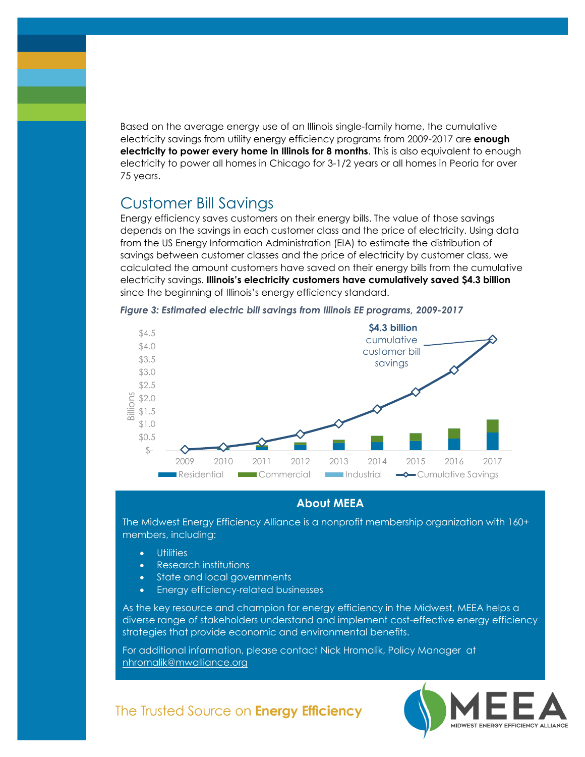Based on the average energy use of an Illinois single-family home, the cumulative electricity savings from utility energy efficiency programs from 2009-2017 are **enough electricity to power every home in Illinois for 8 months**. This is also equivalent to enough electricity to power all homes in Chicago for 3-1/2 years or all homes in Peoria for over 75 years.

## Customer Bill Savings

Energy efficiency saves customers on their energy bills. The value of those savings depends on the savings in each customer class and the price of electricity. Using data from the US Energy Information Administration (EIA) to estimate the distribution of savings between customer classes and the price of electricity by customer class, we calculated the amount customers have saved on their energy bills from the cumulative electricity savings. **Illinois's electricity customers have cumulatively saved $4.3 billion** since the beginning of Illinois's energy efficiency standard.

***Figure 3: Estimated electric bill savings from Illinois EE programs, 2009-2017***

**$4.3 billion** cumulative customer bill savings

Billions

$4.5
$4.0
$3.5
$3.0
$2.5
$2.0
$1.5
$1.0
$0.5
$-

2009 2010 2011 2012 2013 2014 2015 2016 2017

Residential Commercial Industrial Cumulative Savings

### About MEEA

The Midwest Energy Efficiency Alliance is a nonprofit membership organization with 160+ members, including:

- Utilities
- Research institutions
- State and local governments
- Energy efficiency-related businesses

As the key resource and champion for energy efficiency in the Midwest, MEEA helps a diverse range of stakeholders understand and implement cost-effective energy efficiency strategies that provide economic and environmental benefits.

For additional information, please contact Nick Hromalik, Policy Manager at nhromalik@mwalliance.org

The Trusted Source on **Energy Efficiency**

MEEA MIDWEST ENERGY EFFICIENCY ALLIANCE